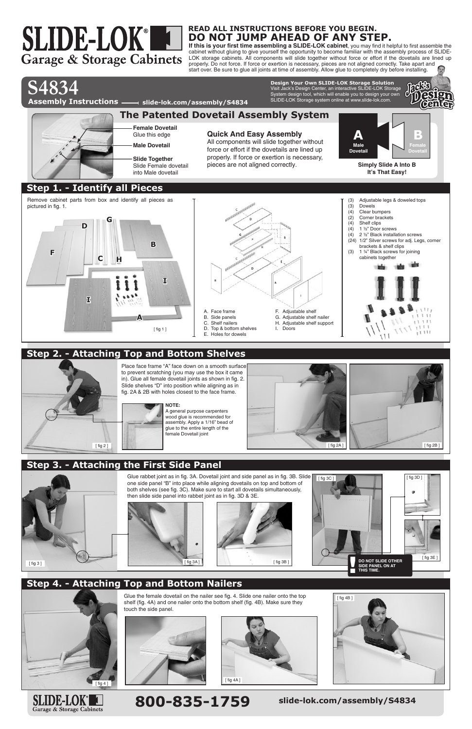# SLIDE-LOK® Garage & Storage Cabinets

**READ ALL INSTRUCTIONS BEFORE YOU BEGIN.**
**DO NOT JUMP AHEAD OF ANY STEP.**

**If this is your first time assembling a SLIDE-LOK cabinet**, you may find it helpful to first assemble the cabinet without gluing to give yourself the opportunity to become familiar with the assembly process of SLIDE-LOK storage cabinets. All components will slide together without force or effort if the dovetails are lined up properly. Do not force. If force or exertion is necessary, pieces are not aligned correctly. Take apart and start over. Be sure to glue all joints at time of assembly. Allow glue to completely dry before installing.

# S4834

**Assembly Instructions** — slide-lok.com/assembly/S4834

**Design Your Own SLIDE-LOK Storage Solution**
Visit Jack's Design Center, an interactive SLIDE-LOK Storage System design tool, which will enable you to design your own SLIDE-LOK Storage system online at www.slide-lok.com.

## The Patented Dovetail Assembly System

**Female Dovetail**
Glue this edge

**Male Dovetail**

**Slide Together**
Slide Female dovetail into Male dovetail

**Quick And Easy Assembly**
All components will slide together without force or effort if the dovetails are lined up properly. If force or exertion is necessary, pieces are not aligned correctly.

**A** Male Dovetail — **B** Female Dovetail

**Simply Slide A Into B It's That Easy!**

## Step 1. - Identify all Pieces

Remove cabinet parts from box and identify all pieces as pictured in fig. 1.

[ fig 1 ]

- A. Face frame
- B. Side panels
- C. Shelf nailers
- D. Top & bottom shelves
- E. Holes for dowels
- F. Adjustable shelf
- G. Adjustable shelf nailer
- H. Adjustable shelf support
- I. Doors

- (3) Adjustable legs & doweled tops
- (3) Dowels
- (4) Clear bumpers
- (2) Corner brackets
- (4) Shelf clips
- (4) 1 ½" Door screws
- (4) 2 ½" Black installation screws
- (24) 1/2" Silver screws for adj. Legs, corner brackets & shelf clips
- (3) 1 ¼" Black screws for joining cabinets together

## Step 2. - Attaching Top and Bottom Shelves

Place face frame "A" face down on a smooth surface to prevent scratching (you may use the box it came in). Glue all female dovetail joints as shown in fig. 2. Slide shelves "D" into position while aligning as in fig. 2A & 2B with holes closest to the face frame.

**NOTE:**
A general purpose carpenters wood glue is recommended for assembly. Apply a 1/16" bead of glue to the entire length of the female Dovetail joint

[ fig 2 ] [ fig 2A ] [ fig 2B ]

## Step 3. - Attaching the First Side Panel

Glue rabbet joint as in fig. 3A. Dovetail joint and side panel as in fig. 3B. Slide one side panel "B" into place while aligning dovetails on top and bottom of both shelves (see fig. 3C). Make sure to start all dovetails simultaneously, then slide side panel into rabbet joint as in fig. 3D & 3E.

**! DO NOT SLIDE OTHER SIDE PANEL ON AT THIS TIME.**

[ fig 3 ] [ fig 3A ] [ fig 3B ] [ fig 3C ] [ fig 3D ] [ fig 3E ]

## Step 4. - Attaching Top and Bottom Nailers

Glue the female dovetail on the nailer see fig. 4. Slide one nailer onto the top shelf (fig. 4A) and one nailer onto the bottom shelf (fig. 4B). Make sure they touch the side panel.

[ fig 4 ] [ fig 4A ] [ fig 4B ]

**800-835-1759** slide-lok.com/assembly/S4834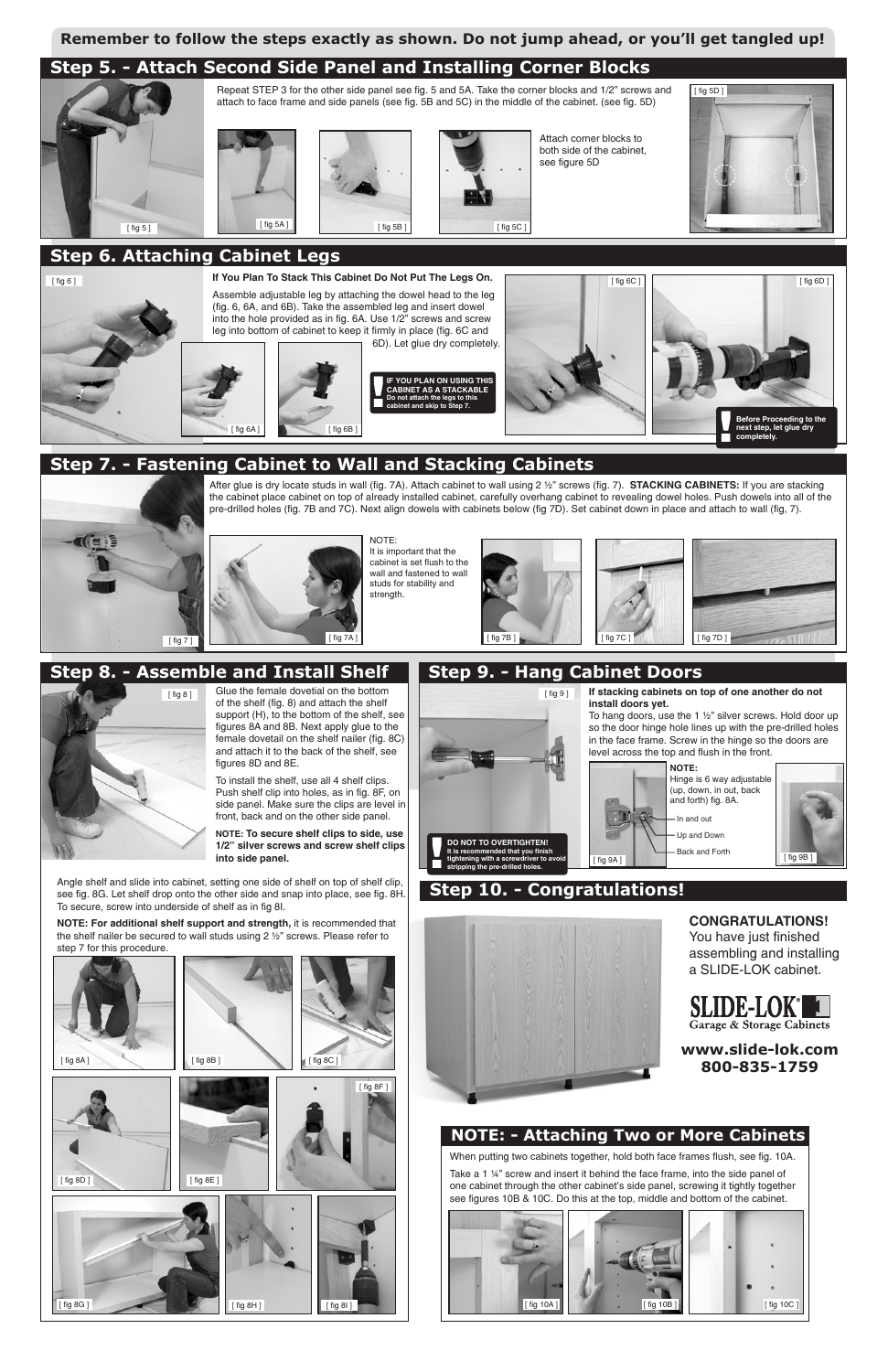**Remember to follow the steps exactly as shown. Do not jump ahead, or you'll get tangled up!**

## Step 5. - Attach Second Side Panel and Installing Corner Blocks

Repeat STEP 3 for the other side panel see fig. 5 and 5A. Take the corner blocks and 1/2" screws and attach to face frame and side panels (see fig. 5B and 5C) in the middle of the cabinet. (see fig. 5D)

Attach corner blocks to both side of the cabinet, see figure 5D

[ fig 5 ] [ fig 5A ] [ fig 5B ] [ fig 5C ] [ fig 5D ]

## Step 6. Attaching Cabinet Legs

**If You Plan To Stack This Cabinet Do Not Put The Legs On.**

Assemble adjustable leg by attaching the dowel head to the leg (fig. 6, 6A, and 6B). Take the assembled leg and insert dowel into the hole provided as in fig. 6A. Use 1/2" screws and screw leg into bottom of cabinet to keep it firmly in place (fig. 6C and 6D). Let glue dry completely.

**IF YOU PLAN ON USING THIS CABINET AS A STACKABLE**
**Do not attach the legs to this cabinet and skip to Step 7.**

**Before Proceeding to the next step, let glue dry completely.**

[ fig 6 ] [ fig 6A ] [ fig 6B ] [ fig 6C ] [ fig 6D ]

## Step 7. - Fastening Cabinet to Wall and Stacking Cabinets

After glue is dry locate studs in wall (fig. 7A). Attach cabinet to wall using 2 ½" screws (fig. 7). **STACKING CABINETS:** If you are stacking the cabinet place cabinet on top of already installed cabinet, carefully overhang cabinet to revealing dowel holes. Push dowels into all of the pre-drilled holes (fig. 7B and 7C). Next align dowels with cabinets below (fig 7D). Set cabinet down in place and attach to wall (fig, 7).

NOTE:
It is important that the cabinet is set flush to the wall and fastened to wall studs for stability and strength.

[ fig 7 ] [ fig 7A ] [ fig 7B ] [ fig 7C ] [ fig 7D ]

## Step 8. - Assemble and Install Shelf

Glue the female dovetail on the bottom of the shelf (fig. 8) and attach the shelf support (H), to the bottom of the shelf, see figures 8A and 8B. Next apply glue to the female dovetail on the shelf nailer (fig. 8C) and attach it to the back of the shelf, see figures 8D and 8E.

To install the shelf, use all 4 shelf clips. Push shelf clip into holes, as in fig. 8F, on side panel. Make sure the clips are level in front, back and on the other side panel.

**NOTE: To secure shelf clips to side, use 1/2" silver screws and screw shelf clips into side panel.**

Angle shelf and slide into cabinet, setting one side of shelf on top of shelf clip, see fig. 8G. Let shelf drop onto the other side and snap into place, see fig. 8H. To secure, screw into underside of shelf as in fig 8I.

**NOTE: For additional shelf support and strength,** it is recommended that the shelf nailer be secured to wall studs using 2 ½" screws. Please refer to step 7 for this procedure.

[ fig 8 ] [ fig 8A ] [ fig 8B ] [ fig 8C ] [ fig 8D ] [ fig 8E ] [ fig 8F ] [ fig 8G ] [ fig 8H ] [ fig 8I ]

## Step 9. - Hang Cabinet Doors

**If stacking cabinets on top of one another do not install doors yet.**

To hang doors, use the 1 ½" silver screws. Hold door up so the door hinge hole lines up with the pre-drilled holes in the face frame. Screw in the hinge so the doors are level across the top and flush in the front.

**NOTE:**
Hinge is 6 way adjustable (up, down, in out, back and forth) fig. 8A.

- In and out
- Up and Down
- Back and Forth

**DO NOT TO OVERTIGHTEN!**
**It is recommended that you finish tightening with a screwdriver to avoid stripping the pre-drilled holes.**

[ fig 9 ] [ fig 9A ] [ fig 9B ]

## Step 10. - Congratulations!

**CONGRATULATIONS!**
You have just finished assembling and installing a SLIDE-LOK cabinet.

SLIDE-LOK®
Garage & Storage Cabinets

**www.slide-lok.com**
**800-835-1759**

## NOTE: - Attaching Two or More Cabinets

When putting two cabinets together, hold both face frames flush, see fig. 10A.

Take a 1 ¼" screw and insert it behind the face frame, into the side panel of one cabinet through the other cabinet's side panel, screwing it tightly together see figures 10B & 10C. Do this at the top, middle and bottom of the cabinet.

[ fig 10A ] [ fig 10B ] [ fig 10C ]